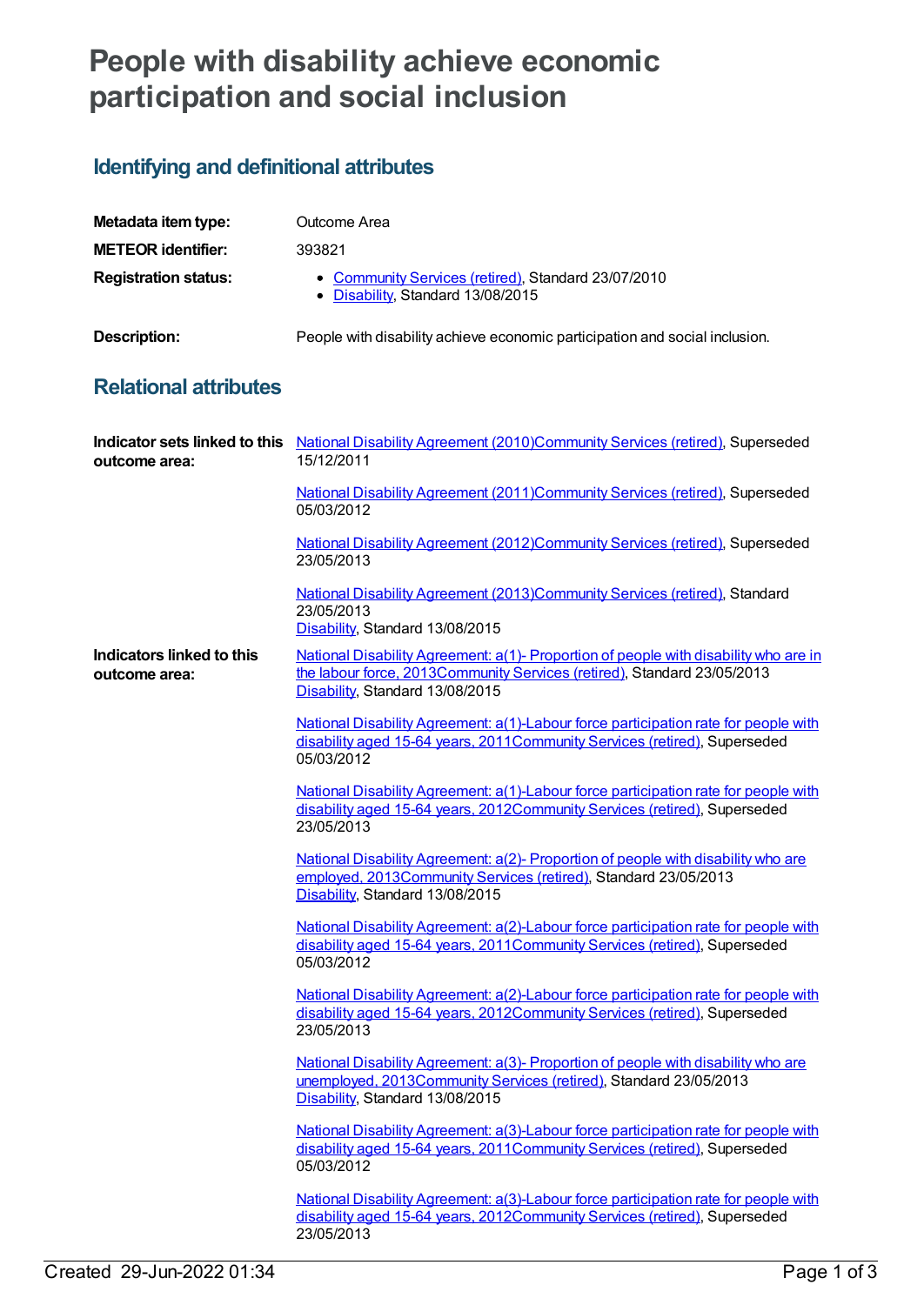# People with disability achieve economic participation and social inclusion

## Identifying and definitional attributes

**Metadata item type:** Outcome Area

**METEOR identifier:** 393821

**Registration status:**

- Community Services (retired), Standard 23/07/2010
- Disability, Standard 13/08/2015

**Description:** People with disability achieve economic participation and social inclusion.

## Relational attributes

**Indicator sets linked to this outcome area:**

National Disability Agreement (2010)Community Services (retired), Superseded 15/12/2011

National Disability Agreement (2011)Community Services (retired), Superseded 05/03/2012

National Disability Agreement (2012)Community Services (retired), Superseded 23/05/2013

National Disability Agreement (2013)Community Services (retired), Standard 23/05/2013
Disability, Standard 13/08/2015

**Indicators linked to this outcome area:**

National Disability Agreement: a(1)- Proportion of people with disability who are in the labour force, 2013Community Services (retired), Standard 23/05/2013
Disability, Standard 13/08/2015

National Disability Agreement: a(1)-Labour force participation rate for people with disability aged 15-64 years, 2011Community Services (retired), Superseded 05/03/2012

National Disability Agreement: a(1)-Labour force participation rate for people with disability aged 15-64 years, 2012Community Services (retired), Superseded 23/05/2013

National Disability Agreement: a(2)- Proportion of people with disability who are employed, 2013Community Services (retired), Standard 23/05/2013
Disability, Standard 13/08/2015

National Disability Agreement: a(2)-Labour force participation rate for people with disability aged 15-64 years, 2011Community Services (retired), Superseded 05/03/2012

National Disability Agreement: a(2)-Labour force participation rate for people with disability aged 15-64 years, 2012Community Services (retired), Superseded 23/05/2013

National Disability Agreement: a(3)- Proportion of people with disability who are unemployed, 2013Community Services (retired), Standard 23/05/2013
Disability, Standard 13/08/2015

National Disability Agreement: a(3)-Labour force participation rate for people with disability aged 15-64 years, 2011Community Services (retired), Superseded 05/03/2012

National Disability Agreement: a(3)-Labour force participation rate for people with disability aged 15-64 years, 2012Community Services (retired), Superseded 23/05/2013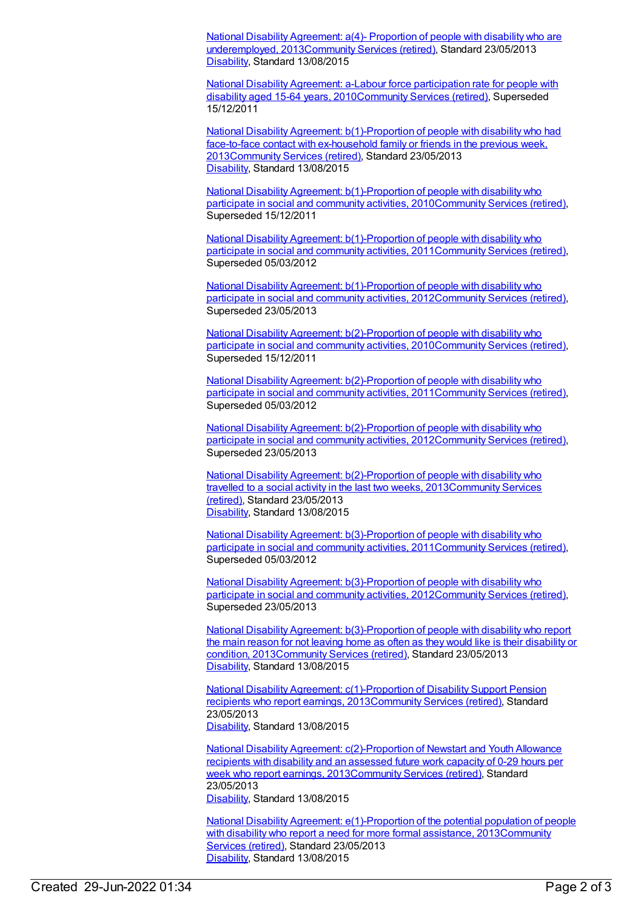National Disability Agreement: a(4)- Proportion of people with disability who are underemployed, 2013Community Services (retired), Standard 23/05/2013
Disability, Standard 13/08/2015

National Disability Agreement: a-Labour force participation rate for people with disability aged 15-64 years, 2010Community Services (retired), Superseded 15/12/2011

National Disability Agreement: b(1)-Proportion of people with disability who had face-to-face contact with ex-household family or friends in the previous week, 2013Community Services (retired), Standard 23/05/2013
Disability, Standard 13/08/2015

National Disability Agreement: b(1)-Proportion of people with disability who participate in social and community activities, 2010Community Services (retired), Superseded 15/12/2011

National Disability Agreement: b(1)-Proportion of people with disability who participate in social and community activities, 2011Community Services (retired), Superseded 05/03/2012

National Disability Agreement: b(1)-Proportion of people with disability who participate in social and community activities, 2012Community Services (retired), Superseded 23/05/2013

National Disability Agreement: b(2)-Proportion of people with disability who participate in social and community activities, 2010Community Services (retired), Superseded 15/12/2011

National Disability Agreement: b(2)-Proportion of people with disability who participate in social and community activities, 2011Community Services (retired), Superseded 05/03/2012

National Disability Agreement: b(2)-Proportion of people with disability who participate in social and community activities, 2012Community Services (retired), Superseded 23/05/2013

National Disability Agreement: b(2)-Proportion of people with disability who travelled to a social activity in the last two weeks, 2013Community Services (retired), Standard 23/05/2013
Disability, Standard 13/08/2015

National Disability Agreement: b(3)-Proportion of people with disability who participate in social and community activities, 2011Community Services (retired), Superseded 05/03/2012

National Disability Agreement: b(3)-Proportion of people with disability who participate in social and community activities, 2012Community Services (retired), Superseded 23/05/2013

National Disability Agreement: b(3)-Proportion of people with disability who report the main reason for not leaving home as often as they would like is their disability or condition, 2013Community Services (retired), Standard 23/05/2013
Disability, Standard 13/08/2015

National Disability Agreement: c(1)-Proportion of Disability Support Pension recipients who report earnings, 2013Community Services (retired), Standard 23/05/2013
Disability, Standard 13/08/2015

National Disability Agreement: c(2)-Proportion of Newstart and Youth Allowance recipients with disability and an assessed future work capacity of 0-29 hours per week who report earnings, 2013Community Services (retired), Standard 23/05/2013
Disability, Standard 13/08/2015

National Disability Agreement: e(1)-Proportion of the potential population of people with disability who report a need for more formal assistance, 2013Community Services (retired), Standard 23/05/2013
Disability, Standard 13/08/2015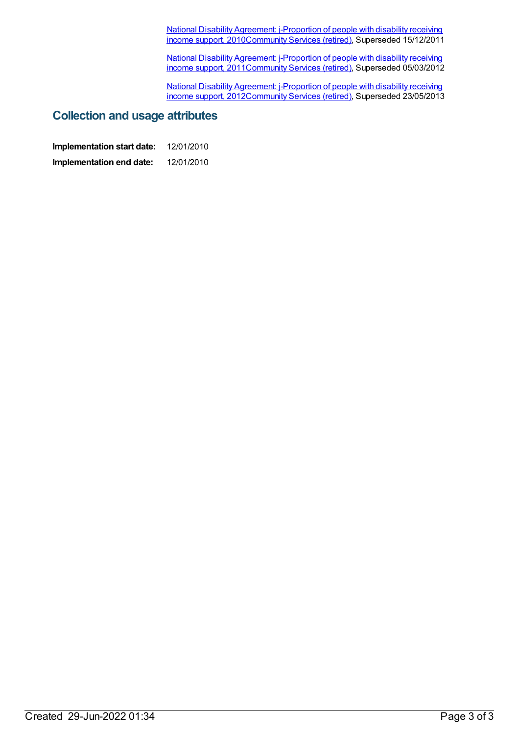National Disability Agreement: j-Proportion of people with disability receiving income support, 2010Community Services (retired), Superseded 15/12/2011

National Disability Agreement: j-Proportion of people with disability receiving income support, 2011Community Services (retired), Superseded 05/03/2012

National Disability Agreement: j-Proportion of people with disability receiving income support, 2012Community Services (retired), Superseded 23/05/2013

## Collection and usage attributes

**Implementation start date:** 12/01/2010

**Implementation end date:** 12/01/2010